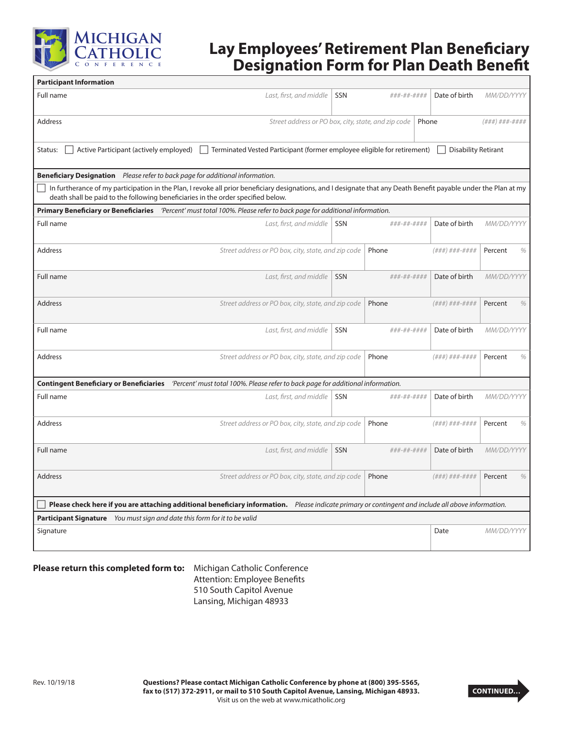MICHIGAN CATHOLIC CONFERENCE

# Lay Employees' Retirement Plan Beneficiary Designation Form for Plan Death Benefit

**Participant Information**

| Full name *Last, first, and middle* | SSN *###-##-####* | Date of birth *MM/DD/YYYY* |
|---|---|---|
| Address *Street address or PO box, city, state, and zip code* | Phone *(###) ###-####* | |

Status: ☐ Active Participant (actively employed) ☐ Terminated Vested Participant (former employee eligible for retirement) ☐ Disability Retirant

**Beneficiary Designation** *Please refer to back page for additional information.*

☐ In furtherance of my participation in the Plan, I revoke all prior beneficiary designations, and I designate that any Death Benefit payable under the Plan at my death shall be paid to the following beneficiaries in the order specified below.

**Primary Beneficiary or Beneficiaries** *'Percent' must total 100%. Please refer to back page for additional information.*

| Full name *Last, first, and middle* | SSN *###-##-####* | Date of birth *MM/DD/YYYY* | |
|---|---|---|---|
| Address *Street address or PO box, city, state, and zip code* | Phone *(###) ###-####* | Percent % | |
| Full name *Last, first, and middle* | SSN *###-##-####* | Date of birth *MM/DD/YYYY* | |
| Address *Street address or PO box, city, state, and zip code* | Phone *(###) ###-####* | Percent % | |
| Full name *Last, first, and middle* | SSN *###-##-####* | Date of birth *MM/DD/YYYY* | |
| Address *Street address or PO box, city, state, and zip code* | Phone *(###) ###-####* | Percent % | |

**Contingent Beneficiary or Beneficiaries** *'Percent' must total 100%. Please refer to back page for additional information.*

| Full name *Last, first, and middle* | SSN *###-##-####* | Date of birth *MM/DD/YYYY* |
|---|---|---|
| Address *Street address or PO box, city, state, and zip code* | Phone *(###) ###-####* | Percent % |
| Full name *Last, first, and middle* | SSN *###-##-####* | Date of birth *MM/DD/YYYY* |
| Address *Street address or PO box, city, state, and zip code* | Phone *(###) ###-####* | Percent % |

☐ **Please check here if you are attaching additional beneficiary information.** *Please indicate primary or contingent and include all above information.*

**Participant Signature** *You must sign and date this form for it to be valid*

| Signature | Date *MM/DD/YYYY* |
|---|---|
| | |

**Please return this completed form to:** Michigan Catholic Conference
Attention: Employee Benefits
510 South Capitol Avenue
Lansing, Michigan 48933

Rev. 10/19/18

**Questions? Please contact Michigan Catholic Conference by phone at (800) 395-5565, fax to (517) 372-2911, or mail to 510 South Capitol Avenue, Lansing, Michigan 48933.**
Visit us on the web at www.micatholic.org

**CONTINUED...**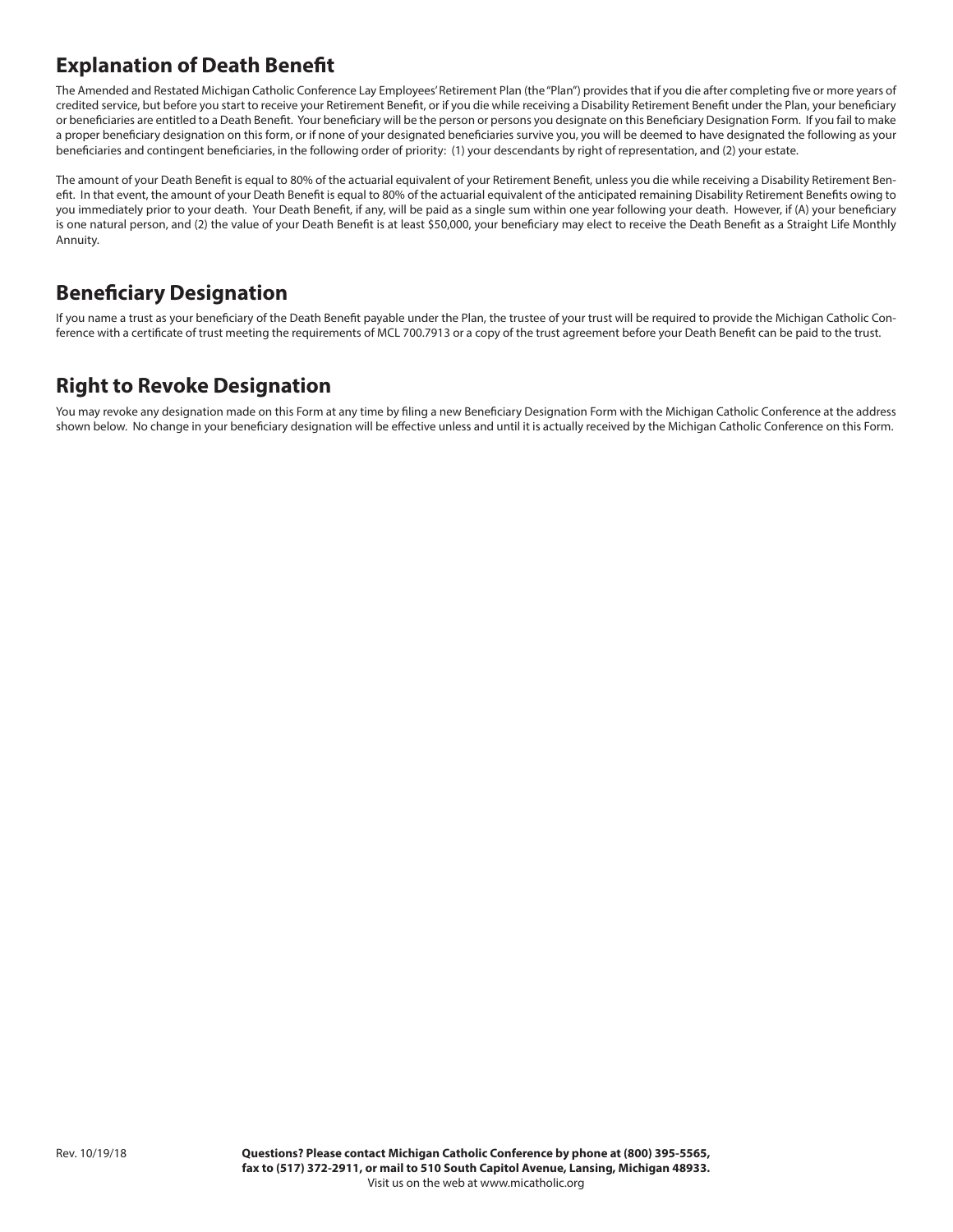## Explanation of Death Benefit

The Amended and Restated Michigan Catholic Conference Lay Employees' Retirement Plan (the "Plan") provides that if you die after completing five or more years of credited service, but before you start to receive your Retirement Benefit, or if you die while receiving a Disability Retirement Benefit under the Plan, your beneficiary or beneficiaries are entitled to a Death Benefit. Your beneficiary will be the person or persons you designate on this Beneficiary Designation Form. If you fail to make a proper beneficiary designation on this form, or if none of your designated beneficiaries survive you, you will be deemed to have designated the following as your beneficiaries and contingent beneficiaries, in the following order of priority: (1) your descendants by right of representation, and (2) your estate.

The amount of your Death Benefit is equal to 80% of the actuarial equivalent of your Retirement Benefit, unless you die while receiving a Disability Retirement Benefit. In that event, the amount of your Death Benefit is equal to 80% of the actuarial equivalent of the anticipated remaining Disability Retirement Benefits owing to you immediately prior to your death. Your Death Benefit, if any, will be paid as a single sum within one year following your death. However, if (A) your beneficiary is one natural person, and (2) the value of your Death Benefit is at least $50,000, your beneficiary may elect to receive the Death Benefit as a Straight Life Monthly Annuity.

## Beneficiary Designation

If you name a trust as your beneficiary of the Death Benefit payable under the Plan, the trustee of your trust will be required to provide the Michigan Catholic Conference with a certificate of trust meeting the requirements of MCL 700.7913 or a copy of the trust agreement before your Death Benefit can be paid to the trust.

## Right to Revoke Designation

You may revoke any designation made on this Form at any time by filing a new Beneficiary Designation Form with the Michigan Catholic Conference at the address shown below. No change in your beneficiary designation will be effective unless and until it is actually received by the Michigan Catholic Conference on this Form.

Rev. 10/19/18

**Questions? Please contact Michigan Catholic Conference by phone at (800) 395-5565, fax to (517) 372-2911, or mail to 510 South Capitol Avenue, Lansing, Michigan 48933.**
Visit us on the web at www.micatholic.org